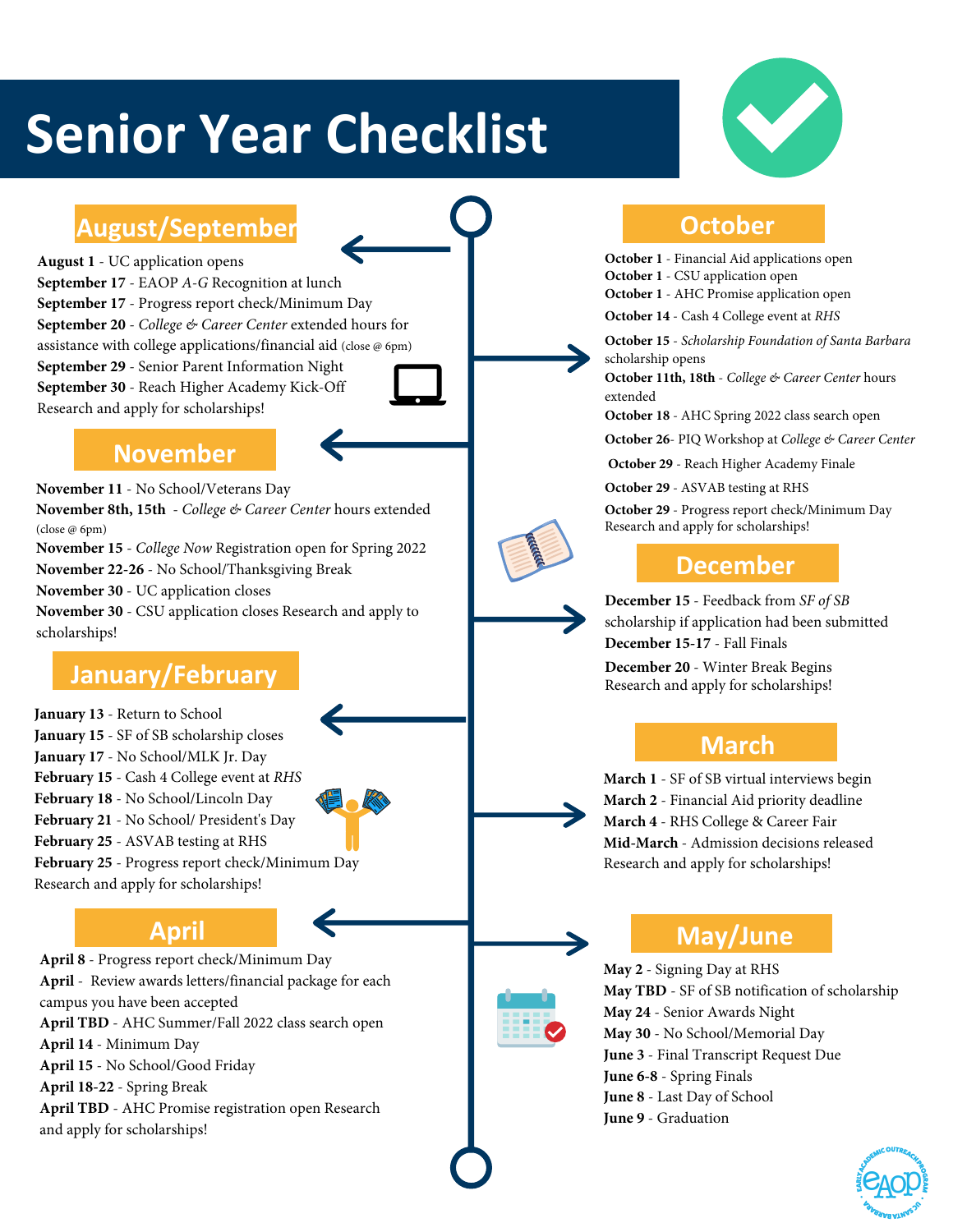# Senior Year Checklist

## August/September

**August 1** - UC application opens
**September 17** - EAOP *A-G* Recognition at lunch
**September 17** - Progress report check/Minimum Day
**September 20** - *College & Career Center* extended hours for assistance with college applications/financial aid (close @ 6pm)
**September 29** - Senior Parent Information Night
**September 30** - Reach Higher Academy Kick-Off
Research and apply for scholarships!

## October

**October 1** - Financial Aid applications open
**October 1** - CSU application open
**October 1** - AHC Promise application open
**October 14** - Cash 4 College event at *RHS*
**October 15** - *Scholarship Foundation of Santa Barbara* scholarship opens
**October 11th, 18th** - *College & Career Center* hours extended
**October 18** - AHC Spring 2022 class search open
**October 26**- PIQ Workshop at *College & Career Center*
**October 29** - Reach Higher Academy Finale
**October 29** - ASVAB testing at RHS
**October 29** - Progress report check/Minimum Day
Research and apply for scholarships!

## November

**November 11** - No School/Veterans Day
**November 8th, 15th** - *College & Career Center* hours extended (close @ 6pm)
**November 15** - *College Now* Registration open for Spring 2022
**November 22-26** - No School/Thanksgiving Break
**November 30** - UC application closes
**November 30** - CSU application closes Research and apply to scholarships!

## December

**December 15** - Feedback from *SF of SB* scholarship if application had been submitted
**December 15-17** - Fall Finals
**December 20** - Winter Break Begins
Research and apply for scholarships!

## January/February

**January 13** - Return to School
**January 15** - SF of SB scholarship closes
**January 17** - No School/MLK Jr. Day
**February 15** - Cash 4 College event at *RHS*
**February 18** - No School/Lincoln Day
**February 21** - No School/ President's Day
**February 25** - ASVAB testing at RHS
**February 25** - Progress report check/Minimum Day
Research and apply for scholarships!

## March

**March 1** - SF of SB virtual interviews begin
**March 2** - Financial Aid priority deadline
**March 4** - RHS College & Career Fair
**Mid-March** - Admission decisions released
Research and apply for scholarships!

## April

**April 8** - Progress report check/Minimum Day
**April** - Review awards letters/financial package for each campus you have been accepted
**April TBD** - AHC Summer/Fall 2022 class search open
**April 14** - Minimum Day
**April 15** - No School/Good Friday
**April 18-22** - Spring Break
**April TBD** - AHC Promise registration open Research and apply for scholarships!

## May/June

**May 2** - Signing Day at RHS
**May TBD** - SF of SB notification of scholarship
**May 24** - Senior Awards Night
**May 30** - No School/Memorial Day
**June 3** - Final Transcript Request Due
**June 6-8** - Spring Finals
**June 8** - Last Day of School
**June 9** - Graduation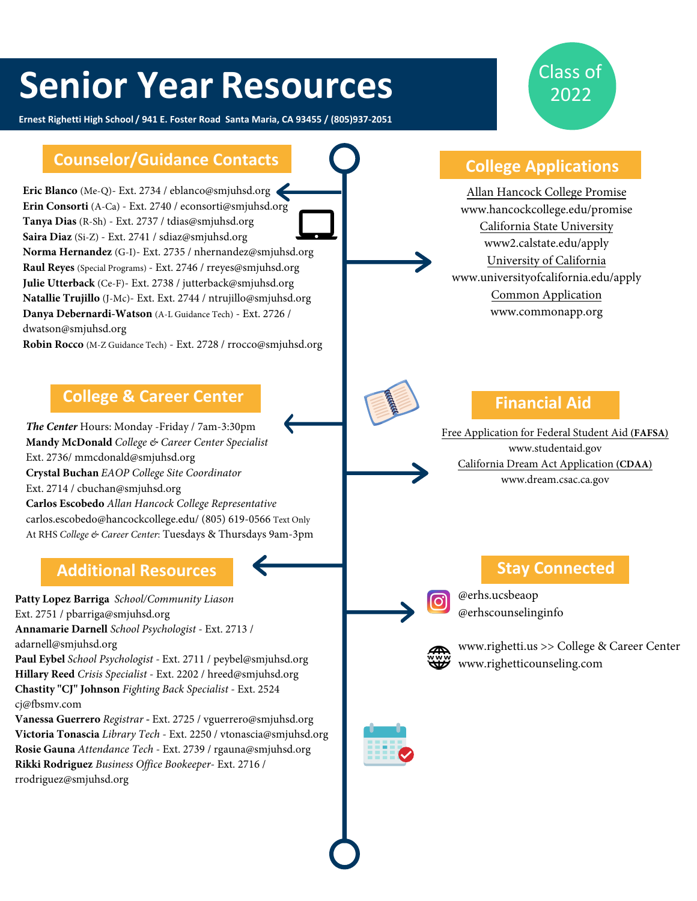# Senior Year Resources

Class of 2022

**Ernest Righetti High School / 941 E. Foster Road Santa Maria, CA 93455 / (805)937-2051**

## Counselor/Guidance Contacts

**Eric Blanco** (Me-Q)- Ext. 2734 / eblanco@smjuhsd.org
**Erin Consorti** (A-Ca) - Ext. 2740 / econsorti@smjuhsd.org
**Tanya Dias** (R-Sh) - Ext. 2737 / tdias@smjuhsd.org
**Saira Diaz** (Si-Z) - Ext. 2741 / sdiaz@smjuhsd.org
**Norma Hernandez** (G-I)- Ext. 2735 / nhernandez@smjuhsd.org
**Raul Reyes** (Special Programs) - Ext. 2746 / rreyes@smjuhsd.org
**Julie Utterback** (Ce-F)- Ext. 2738 / jutterback@smjuhsd.org
**Natallie Trujillo** (J-Mc)- Ext. Ext. 2744 / ntrujillo@smjuhsd.org
**Danya Debernardi-Watson** (A-L Guidance Tech) - Ext. 2726 / dwatson@smjuhsd.org
**Robin Rocco** (M-Z Guidance Tech) - Ext. 2728 / rrocco@smjuhsd.org

## College Applications

Allan Hancock College Promise
www.hancockcollege.edu/promise
California State University
www2.calstate.edu/apply
University of California
www.universityofcalifornia.edu/apply
Common Application
www.commonapp.org

## College & Career Center

***The Center*** Hours: Monday -Friday / 7am-3:30pm
**Mandy McDonald** *College & Career Center Specialist*
Ext. 2736/ mmcdonald@smjuhsd.org
**Crystal Buchan** *EAOP College Site Coordinator*
Ext. 2714 / cbuchan@smjuhsd.org
**Carlos Escobedo** *Allan Hancock College Representative*
carlos.escobedo@hancockcollege.edu/ (805) 619-0566 Text Only
At RHS *College & Career Center*: Tuesdays & Thursdays 9am-3pm

## Financial Aid

Free Application for Federal Student Aid **(FAFSA)**
www.studentaid.gov
California Dream Act Application **(CDAA)**
www.dream.csac.ca.gov

## Additional Resources

**Patty Lopez Barriga** *School/Community Liason*
Ext. 2751 / pbarriga@smjuhsd.org
**Annamarie Darnell** *School Psychologist* - Ext. 2713 / adarnell@smjuhsd.org
**Paul Eybel** *School Psychologist* - Ext. 2711 / peybel@smjuhsd.org
**Hillary Reed** *Crisis Specialist* - Ext. 2202 / hreed@smjuhsd.org
**Chastity "CJ" Johnson** *Fighting Back Specialist* - Ext. 2524 cj@fbsmv.com
**Vanessa Guerrero** *Registrar* - Ext. 2725 / vguerrero@smjuhsd.org
**Victoria Tonascia** *Library Tech* - Ext. 2250 / vtonascia@smjuhsd.org
**Rosie Gauna** *Attendance Tech* - Ext. 2739 / rgauna@smjuhsd.org
**Rikki Rodriguez** *Business Office Bookeeper*- Ext. 2716 / rrodriguez@smjuhsd.org

## Stay Connected

@erhs.ucsbeaop
@erhscounselinginfo

www.righetti.us >> College & Career Center
www.righetticounseling.com